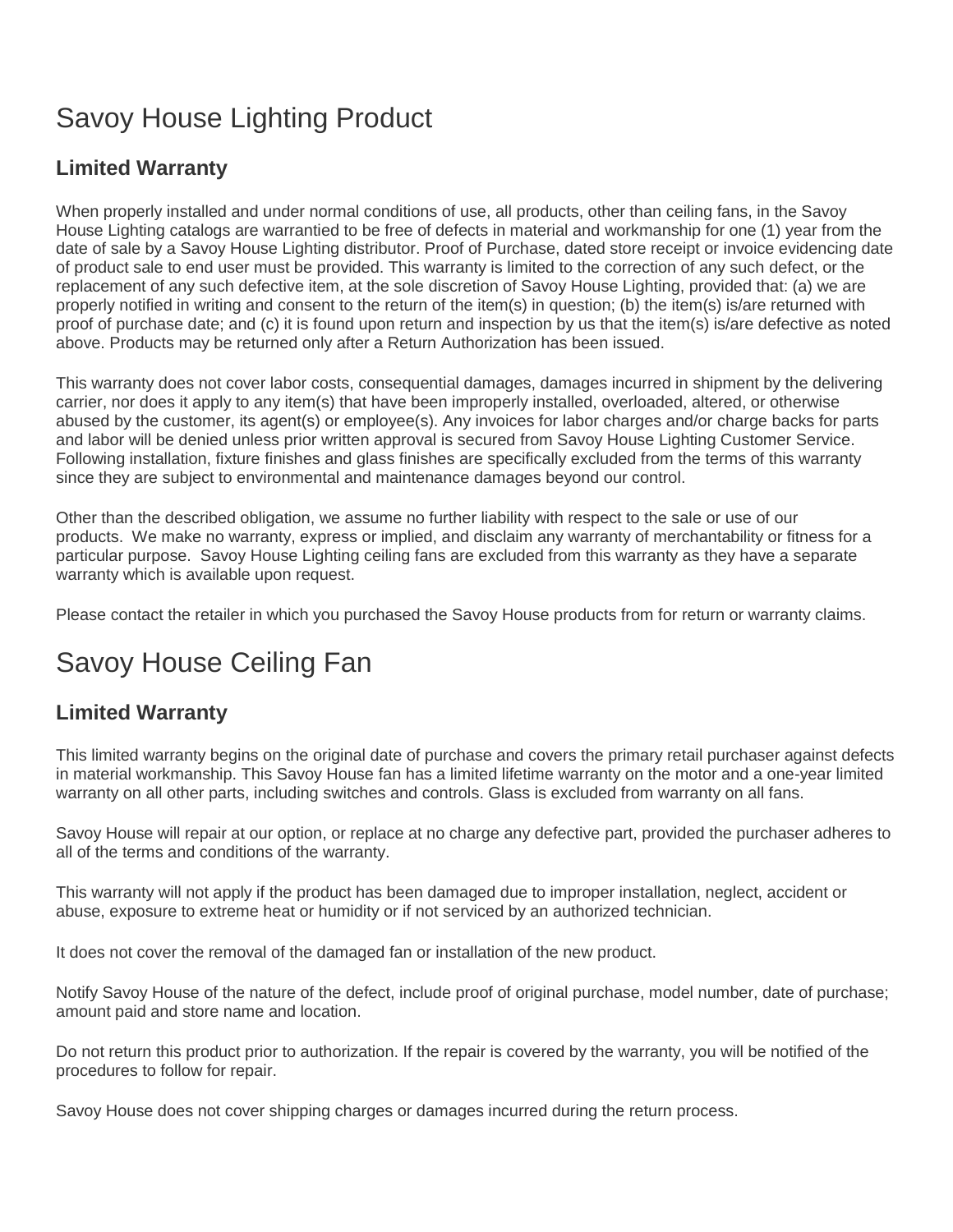# Savoy House Lighting Product

## Limited Warranty

When properly installed and under normal conditions of use, all products, other than ceiling fans, in the Savoy House Lighting catalogs are warrantied to be free of defects in material and workmanship for one (1) year from the date of sale by a Savoy House Lighting distributor. Proof of Purchase, dated store receipt or invoice evidencing date of product sale to end user must be provided. This warranty is limited to the correction of any such defect, or the replacement of any such defective item, at the sole discretion of Savoy House Lighting, provided that: (a) we are properly notified in writing and consent to the return of the item(s) in question; (b) the item(s) is/are returned with proof of purchase date; and (c) it is found upon return and inspection by us that the item(s) is/are defective as noted above. Products may be returned only after a Return Authorization has been issued.

This warranty does not cover labor costs, consequential damages, damages incurred in shipment by the delivering carrier, nor does it apply to any item(s) that have been improperly installed, overloaded, altered, or otherwise abused by the customer, its agent(s) or employee(s). Any invoices for labor charges and/or charge backs for parts and labor will be denied unless prior written approval is secured from Savoy House Lighting Customer Service. Following installation, fixture finishes and glass finishes are specifically excluded from the terms of this warranty since they are subject to environmental and maintenance damages beyond our control.

Other than the described obligation, we assume no further liability with respect to the sale or use of our products. We make no warranty, express or implied, and disclaim any warranty of merchantability or fitness for a particular purpose. Savoy House Lighting ceiling fans are excluded from this warranty as they have a separate warranty which is available upon request.

Please contact the retailer in which you purchased the Savoy House products from for return or warranty claims.

# Savoy House Ceiling Fan

## Limited Warranty

This limited warranty begins on the original date of purchase and covers the primary retail purchaser against defects in material workmanship. This Savoy House fan has a limited lifetime warranty on the motor and a one-year limited warranty on all other parts, including switches and controls. Glass is excluded from warranty on all fans.

Savoy House will repair at our option, or replace at no charge any defective part, provided the purchaser adheres to all of the terms and conditions of the warranty.

This warranty will not apply if the product has been damaged due to improper installation, neglect, accident or abuse, exposure to extreme heat or humidity or if not serviced by an authorized technician.

It does not cover the removal of the damaged fan or installation of the new product.

Notify Savoy House of the nature of the defect, include proof of original purchase, model number, date of purchase; amount paid and store name and location.

Do not return this product prior to authorization. If the repair is covered by the warranty, you will be notified of the procedures to follow for repair.

Savoy House does not cover shipping charges or damages incurred during the return process.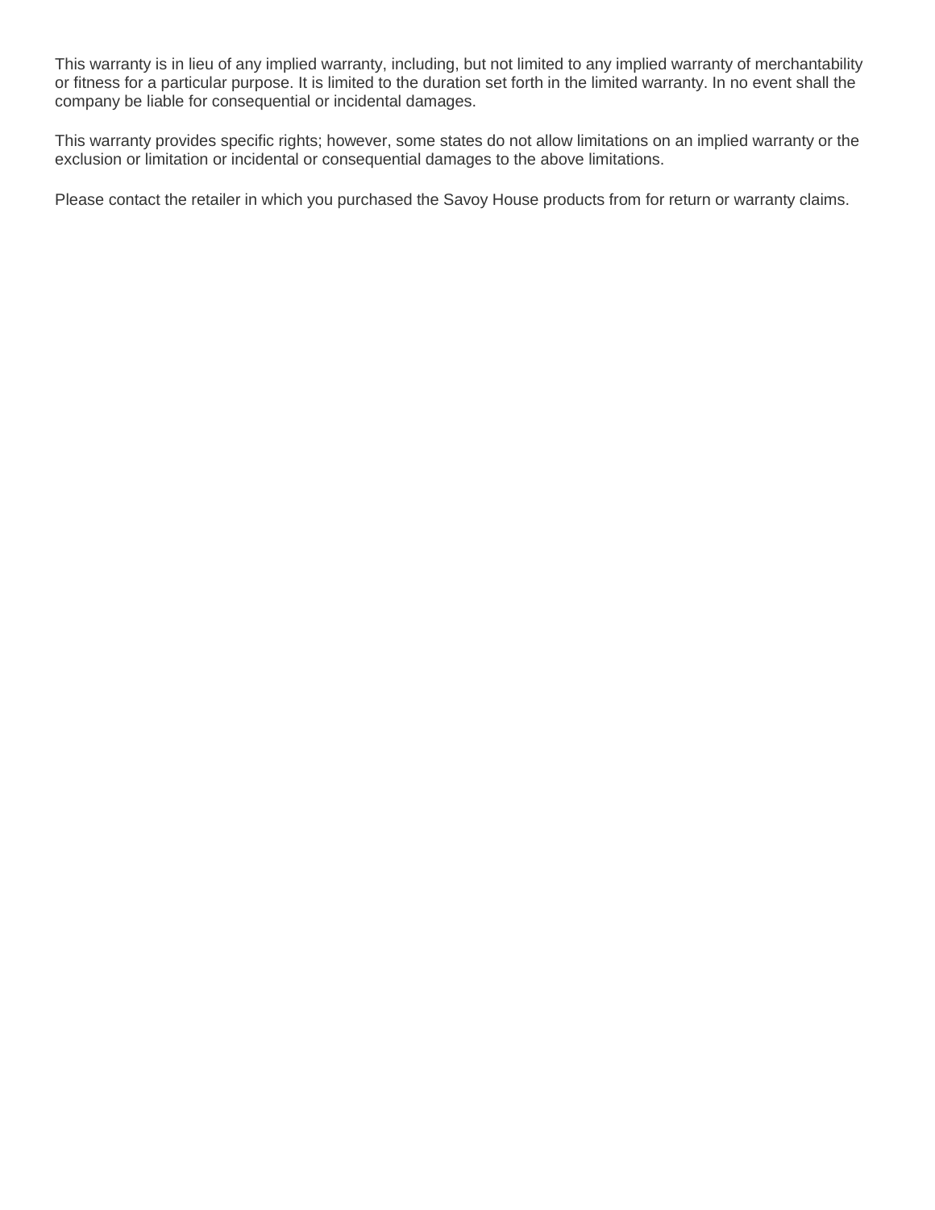This warranty is in lieu of any implied warranty, including, but not limited to any implied warranty of merchantability or fitness for a particular purpose. It is limited to the duration set forth in the limited warranty. In no event shall the company be liable for consequential or incidental damages.

This warranty provides specific rights; however, some states do not allow limitations on an implied warranty or the exclusion or limitation or incidental or consequential damages to the above limitations.

Please contact the retailer in which you purchased the Savoy House products from for return or warranty claims.